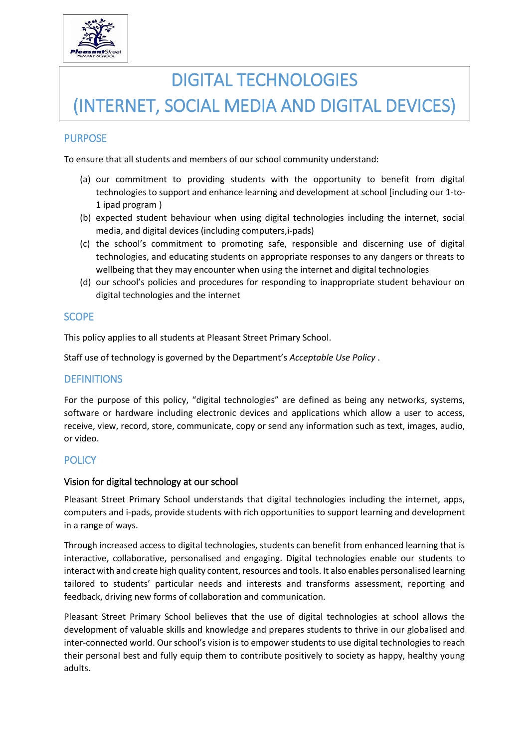# DIGITAL TECHNOLOGIES
# (INTERNET, SOCIAL MEDIA AND DIGITAL DEVICES)

## PURPOSE

To ensure that all students and members of our school community understand:

(a) our commitment to providing students with the opportunity to benefit from digital technologies to support and enhance learning and development at school [including our 1-to-1 ipad program )

(b) expected student behaviour when using digital technologies including the internet, social media, and digital devices (including computers,i-pads)

(c) the school's commitment to promoting safe, responsible and discerning use of digital technologies, and educating students on appropriate responses to any dangers or threats to wellbeing that they may encounter when using the internet and digital technologies

(d) our school's policies and procedures for responding to inappropriate student behaviour on digital technologies and the internet

## SCOPE

This policy applies to all students at Pleasant Street Primary School.

Staff use of technology is governed by the Department's *Acceptable Use Policy* .

## DEFINITIONS

For the purpose of this policy, "digital technologies" are defined as being any networks, systems, software or hardware including electronic devices and applications which allow a user to access, receive, view, record, store, communicate, copy or send any information such as text, images, audio, or video.

## POLICY

### Vision for digital technology at our school

Pleasant Street Primary School understands that digital technologies including the internet, apps, computers and i-pads, provide students with rich opportunities to support learning and development in a range of ways.

Through increased access to digital technologies, students can benefit from enhanced learning that is interactive, collaborative, personalised and engaging. Digital technologies enable our students to interact with and create high quality content, resources and tools. It also enables personalised learning tailored to students' particular needs and interests and transforms assessment, reporting and feedback, driving new forms of collaboration and communication.

Pleasant Street Primary School believes that the use of digital technologies at school allows the development of valuable skills and knowledge and prepares students to thrive in our globalised and inter-connected world. Our school's vision is to empower students to use digital technologies to reach their personal best and fully equip them to contribute positively to society as happy, healthy young adults.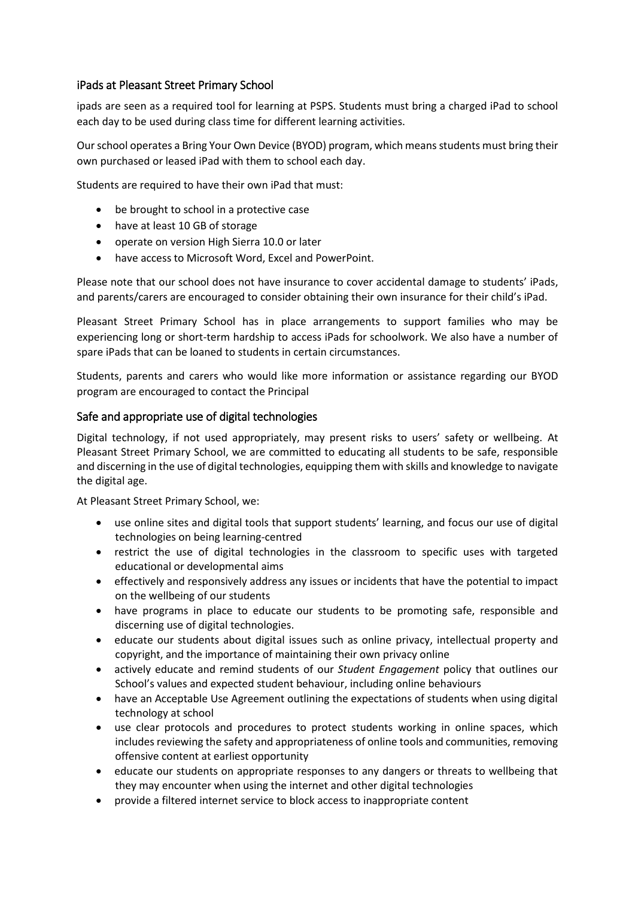## iPads at Pleasant Street Primary School

ipads are seen as a required tool for learning at PSPS. Students must bring a charged iPad to school each day to be used during class time for different learning activities.

Our school operates a Bring Your Own Device (BYOD) program, which means students must bring their own purchased or leased iPad with them to school each day.

Students are required to have their own iPad that must:

- be brought to school in a protective case
- have at least 10 GB of storage
- operate on version High Sierra 10.0 or later
- have access to Microsoft Word, Excel and PowerPoint.

Please note that our school does not have insurance to cover accidental damage to students' iPads, and parents/carers are encouraged to consider obtaining their own insurance for their child's iPad.

Pleasant Street Primary School has in place arrangements to support families who may be experiencing long or short-term hardship to access iPads for schoolwork. We also have a number of spare iPads that can be loaned to students in certain circumstances.

Students, parents and carers who would like more information or assistance regarding our BYOD program are encouraged to contact the Principal

## Safe and appropriate use of digital technologies

Digital technology, if not used appropriately, may present risks to users' safety or wellbeing. At Pleasant Street Primary School, we are committed to educating all students to be safe, responsible and discerning in the use of digital technologies, equipping them with skills and knowledge to navigate the digital age.

At Pleasant Street Primary School, we:

- use online sites and digital tools that support students' learning, and focus our use of digital technologies on being learning-centred
- restrict the use of digital technologies in the classroom to specific uses with targeted educational or developmental aims
- effectively and responsively address any issues or incidents that have the potential to impact on the wellbeing of our students
- have programs in place to educate our students to be promoting safe, responsible and discerning use of digital technologies.
- educate our students about digital issues such as online privacy, intellectual property and copyright, and the importance of maintaining their own privacy online
- actively educate and remind students of our *Student Engagement* policy that outlines our School's values and expected student behaviour, including online behaviours
- have an Acceptable Use Agreement outlining the expectations of students when using digital technology at school
- use clear protocols and procedures to protect students working in online spaces, which includes reviewing the safety and appropriateness of online tools and communities, removing offensive content at earliest opportunity
- educate our students on appropriate responses to any dangers or threats to wellbeing that they may encounter when using the internet and other digital technologies
- provide a filtered internet service to block access to inappropriate content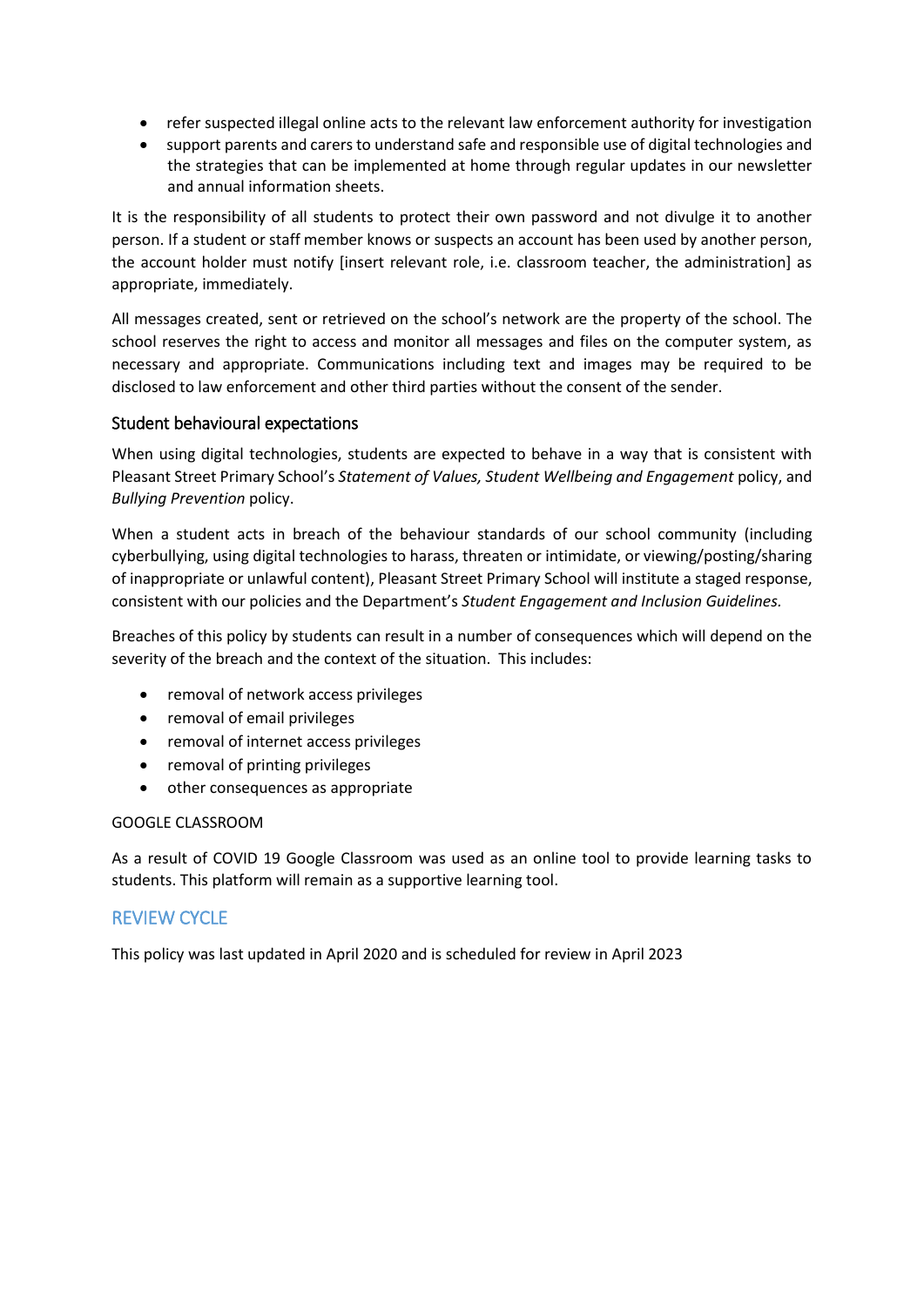- refer suspected illegal online acts to the relevant law enforcement authority for investigation
- support parents and carers to understand safe and responsible use of digital technologies and the strategies that can be implemented at home through regular updates in our newsletter and annual information sheets.

It is the responsibility of all students to protect their own password and not divulge it to another person. If a student or staff member knows or suspects an account has been used by another person, the account holder must notify [insert relevant role, i.e. classroom teacher, the administration] as appropriate, immediately.

All messages created, sent or retrieved on the school's network are the property of the school. The school reserves the right to access and monitor all messages and files on the computer system, as necessary and appropriate. Communications including text and images may be required to be disclosed to law enforcement and other third parties without the consent of the sender.

### Student behavioural expectations

When using digital technologies, students are expected to behave in a way that is consistent with Pleasant Street Primary School's *Statement of Values, Student Wellbeing and Engagement* policy, and *Bullying Prevention* policy.

When a student acts in breach of the behaviour standards of our school community (including cyberbullying, using digital technologies to harass, threaten or intimidate, or viewing/posting/sharing of inappropriate or unlawful content), Pleasant Street Primary School will institute a staged response, consistent with our policies and the Department's *Student Engagement and Inclusion Guidelines.*

Breaches of this policy by students can result in a number of consequences which will depend on the severity of the breach and the context of the situation. This includes:

- removal of network access privileges
- removal of email privileges
- removal of internet access privileges
- removal of printing privileges
- other consequences as appropriate

GOOGLE CLASSROOM

As a result of COVID 19 Google Classroom was used as an online tool to provide learning tasks to students. This platform will remain as a supportive learning tool.

## REVIEW CYCLE

This policy was last updated in April 2020 and is scheduled for review in April 2023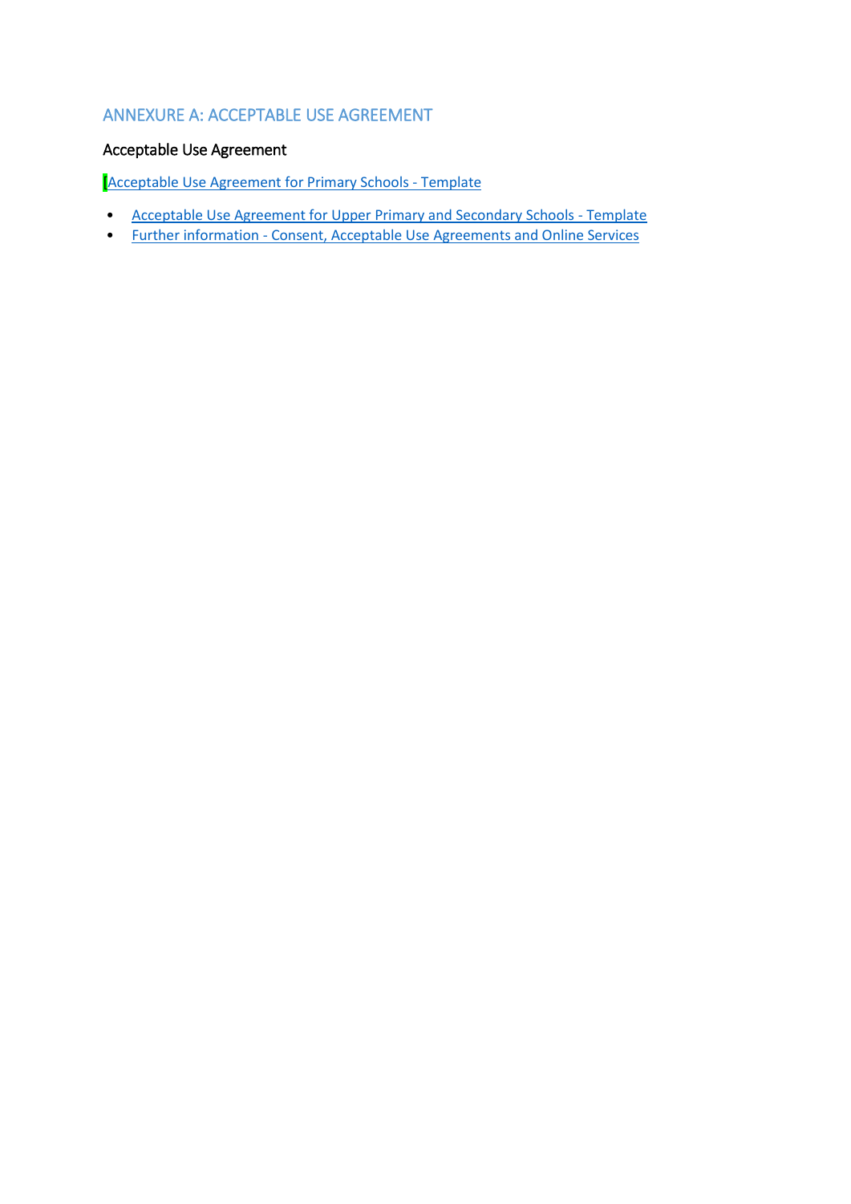## ANNEXURE A: ACCEPTABLE USE AGREEMENT

### Acceptable Use Agreement

[Acceptable Use Agreement for Primary Schools - Template

- Acceptable Use Agreement for Upper Primary and Secondary Schools - Template
- Further information - Consent, Acceptable Use Agreements and Online Services